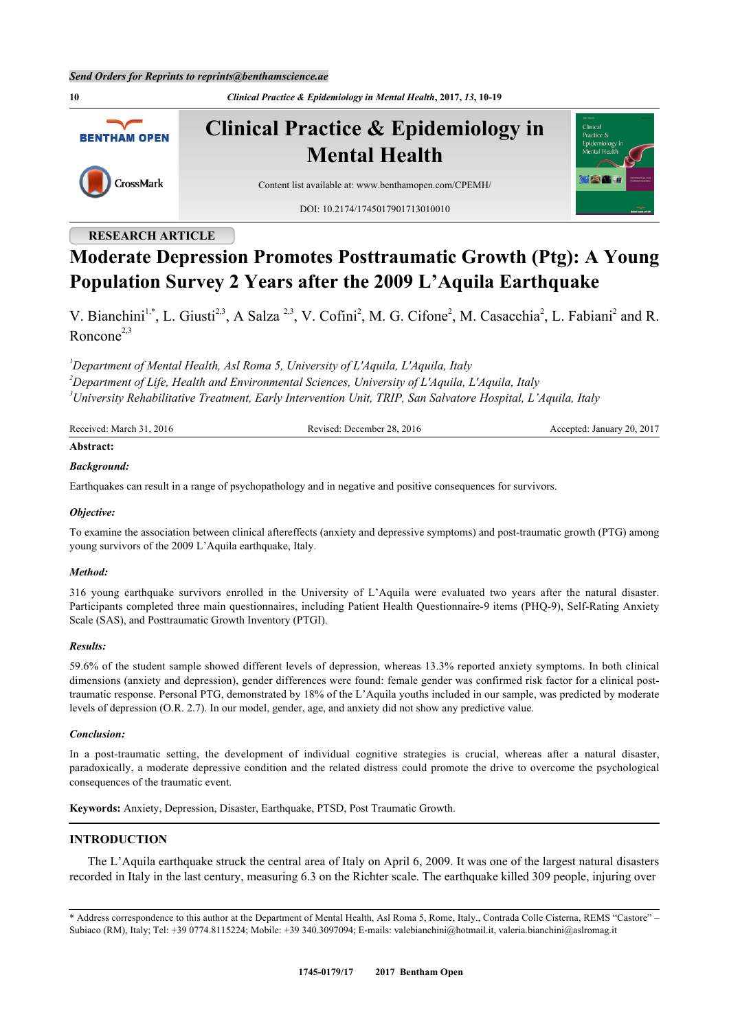RESEARCH ARTICLE

# Moderate Depression Promotes Posttraumatic Growth (Ptg): A Young Population Survey 2 Years after the 2009 L'Aquila Earthquake

V. Bianchini[1,*], L. Giusti[2,3], A Salza [2,3], V. Cofini[2], M. G. Cifone[2], M. Casacchia[2], L. Fabiani[2] and R. Roncone[2,3]

[1]*Department of Mental Health, Asl Roma 5, University of L'Aquila, L'Aquila, Italy*
[2]*Department of Life, Health and Environmental Sciences, University of L'Aquila, L'Aquila, Italy*
[3]*University Rehabilitative Treatment, Early Intervention Unit, TRIP, San Salvatore Hospital, L'Aquila, Italy*

Received: March 31, 2016 | Revised: December 28, 2016 | Accepted: January 20, 2017

**Abstract:**

***Background:***

Earthquakes can result in a range of psychopathology and in negative and positive consequences for survivors.

***Objective:***

To examine the association between clinical aftereffects (anxiety and depressive symptoms) and post-traumatic growth (PTG) among young survivors of the 2009 L'Aquila earthquake, Italy.

***Method:***

316 young earthquake survivors enrolled in the University of L'Aquila were evaluated two years after the natural disaster. Participants completed three main questionnaires, including Patient Health Questionnaire-9 items (PHQ-9), Self-Rating Anxiety Scale (SAS), and Posttraumatic Growth Inventory (PTGI).

***Results:***

59.6% of the student sample showed different levels of depression, whereas 13.3% reported anxiety symptoms. In both clinical dimensions (anxiety and depression), gender differences were found: female gender was confirmed risk factor for a clinical post-traumatic response. Personal PTG, demonstrated by 18% of the L'Aquila youths included in our sample, was predicted by moderate levels of depression (O.R. 2.7). In our model, gender, age, and anxiety did not show any predictive value.

***Conclusion:***

In a post-traumatic setting, the development of individual cognitive strategies is crucial, whereas after a natural disaster, paradoxically, a moderate depressive condition and the related distress could promote the drive to overcome the psychological consequences of the traumatic event.

**Keywords:** Anxiety, Depression, Disaster, Earthquake, PTSD, Post Traumatic Growth.

## INTRODUCTION

The L'Aquila earthquake struck the central area of Italy on April 6, 2009. It was one of the largest natural disasters recorded in Italy in the last century, measuring 6.3 on the Richter scale. The earthquake killed 309 people, injuring over

\* Address correspondence to this author at the Department of Mental Health, Asl Roma 5, Rome, Italy., Contrada Colle Cisterna, REMS "Castore" – Subiaco (RM), Italy; Tel: +39 0774.8115224; Mobile: +39 340.3097094; E-mails: valebianchini@hotmail.it, valeria.bianchini@aslromag.it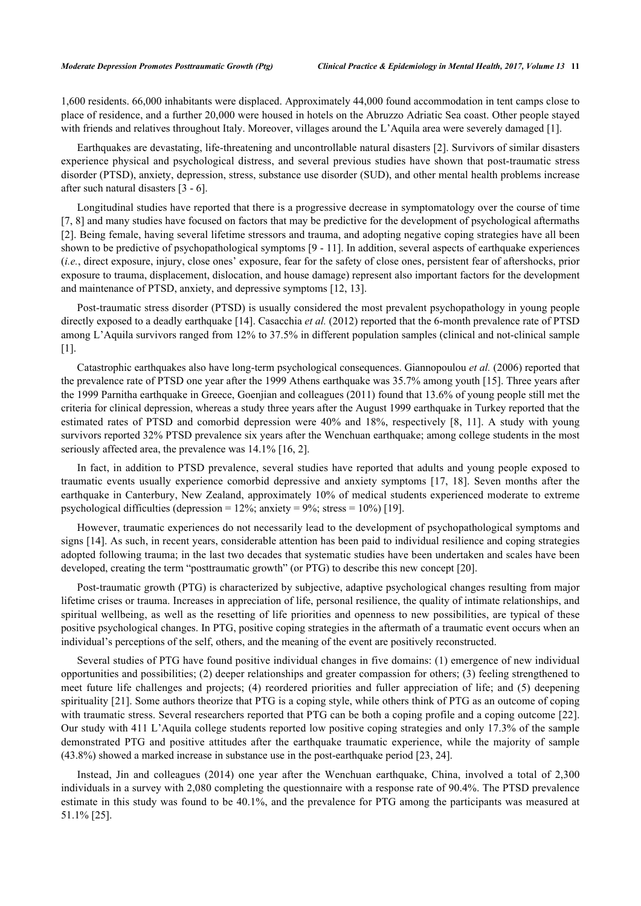1,600 residents. 66,000 inhabitants were displaced. Approximately 44,000 found accommodation in tent camps close to place of residence, and a further 20,000 were housed in hotels on the Abruzzo Adriatic Sea coast. Other people stayed with friends and relatives throughout Italy. Moreover, villages around the L'Aquila area were severely damaged [1].

Earthquakes are devastating, life-threatening and uncontrollable natural disasters [2]. Survivors of similar disasters experience physical and psychological distress, and several previous studies have shown that post-traumatic stress disorder (PTSD), anxiety, depression, stress, substance use disorder (SUD), and other mental health problems increase after such natural disasters [3 - 6].

Longitudinal studies have reported that there is a progressive decrease in symptomatology over the course of time [7, 8] and many studies have focused on factors that may be predictive for the development of psychological aftermaths [2]. Being female, having several lifetime stressors and trauma, and adopting negative coping strategies have all been shown to be predictive of psychopathological symptoms [9 - 11]. In addition, several aspects of earthquake experiences (*i.e.*, direct exposure, injury, close ones' exposure, fear for the safety of close ones, persistent fear of aftershocks, prior exposure to trauma, displacement, dislocation, and house damage) represent also important factors for the development and maintenance of PTSD, anxiety, and depressive symptoms [12, 13].

Post-traumatic stress disorder (PTSD) is usually considered the most prevalent psychopathology in young people directly exposed to a deadly earthquake [14]. Casacchia *et al.* (2012) reported that the 6-month prevalence rate of PTSD among L'Aquila survivors ranged from 12% to 37.5% in different population samples (clinical and not-clinical sample [1].

Catastrophic earthquakes also have long-term psychological consequences. Giannopoulou *et al.* (2006) reported that the prevalence rate of PTSD one year after the 1999 Athens earthquake was 35.7% among youth [15]. Three years after the 1999 Parnitha earthquake in Greece, Goenjian and colleagues (2011) found that 13.6% of young people still met the criteria for clinical depression, whereas a study three years after the August 1999 earthquake in Turkey reported that the estimated rates of PTSD and comorbid depression were 40% and 18%, respectively [8, 11]. A study with young survivors reported 32% PTSD prevalence six years after the Wenchuan earthquake; among college students in the most seriously affected area, the prevalence was 14.1% [16, 2].

In fact, in addition to PTSD prevalence, several studies have reported that adults and young people exposed to traumatic events usually experience comorbid depressive and anxiety symptoms [17, 18]. Seven months after the earthquake in Canterbury, New Zealand, approximately 10% of medical students experienced moderate to extreme psychological difficulties (depression = 12%; anxiety = 9%; stress = 10%) [19].

However, traumatic experiences do not necessarily lead to the development of psychopathological symptoms and signs [14]. As such, in recent years, considerable attention has been paid to individual resilience and coping strategies adopted following trauma; in the last two decades that systematic studies have been undertaken and scales have been developed, creating the term "posttraumatic growth" (or PTG) to describe this new concept [20].

Post-traumatic growth (PTG) is characterized by subjective, adaptive psychological changes resulting from major lifetime crises or trauma. Increases in appreciation of life, personal resilience, the quality of intimate relationships, and spiritual wellbeing, as well as the resetting of life priorities and openness to new possibilities, are typical of these positive psychological changes. In PTG, positive coping strategies in the aftermath of a traumatic event occurs when an individual's perceptions of the self, others, and the meaning of the event are positively reconstructed.

Several studies of PTG have found positive individual changes in five domains: (1) emergence of new individual opportunities and possibilities; (2) deeper relationships and greater compassion for others; (3) feeling strengthened to meet future life challenges and projects; (4) reordered priorities and fuller appreciation of life; and (5) deepening spirituality [21]. Some authors theorize that PTG is a coping style, while others think of PTG as an outcome of coping with traumatic stress. Several researchers reported that PTG can be both a coping profile and a coping outcome [22]. Our study with 411 L'Aquila college students reported low positive coping strategies and only 17.3% of the sample demonstrated PTG and positive attitudes after the earthquake traumatic experience, while the majority of sample (43.8%) showed a marked increase in substance use in the post-earthquake period [23, 24].

Instead, Jin and colleagues (2014) one year after the Wenchuan earthquake, China, involved a total of 2,300 individuals in a survey with 2,080 completing the questionnaire with a response rate of 90.4%. The PTSD prevalence estimate in this study was found to be 40.1%, and the prevalence for PTG among the participants was measured at 51.1% [25].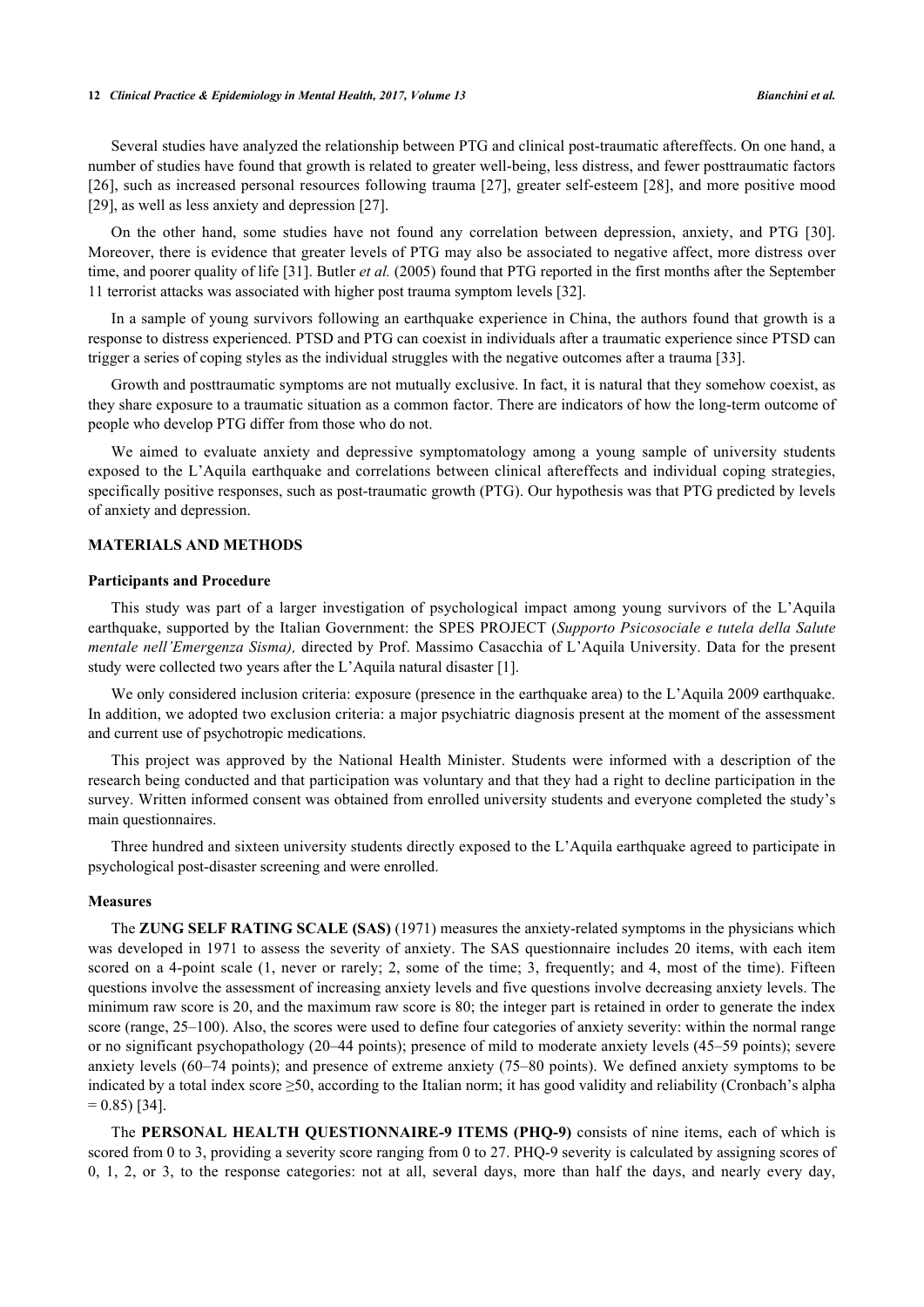Several studies have analyzed the relationship between PTG and clinical post-traumatic aftereffects. On one hand, a number of studies have found that growth is related to greater well-being, less distress, and fewer posttraumatic factors [26], such as increased personal resources following trauma [27], greater self-esteem [28], and more positive mood [29], as well as less anxiety and depression [27].

On the other hand, some studies have not found any correlation between depression, anxiety, and PTG [30]. Moreover, there is evidence that greater levels of PTG may also be associated to negative affect, more distress over time, and poorer quality of life [31]. Butler *et al.* (2005) found that PTG reported in the first months after the September 11 terrorist attacks was associated with higher post trauma symptom levels [32].

In a sample of young survivors following an earthquake experience in China, the authors found that growth is a response to distress experienced. PTSD and PTG can coexist in individuals after a traumatic experience since PTSD can trigger a series of coping styles as the individual struggles with the negative outcomes after a trauma [33].

Growth and posttraumatic symptoms are not mutually exclusive. In fact, it is natural that they somehow coexist, as they share exposure to a traumatic situation as a common factor. There are indicators of how the long-term outcome of people who develop PTG differ from those who do not.

We aimed to evaluate anxiety and depressive symptomatology among a young sample of university students exposed to the L'Aquila earthquake and correlations between clinical aftereffects and individual coping strategies, specifically positive responses, such as post-traumatic growth (PTG). Our hypothesis was that PTG predicted by levels of anxiety and depression.

## MATERIALS AND METHODS

### Participants and Procedure

This study was part of a larger investigation of psychological impact among young survivors of the L'Aquila earthquake, supported by the Italian Government: the SPES PROJECT (*Supporto Psicosociale e tutela della Salute mentale nell'Emergenza Sisma),* directed by Prof. Massimo Casacchia of L'Aquila University. Data for the present study were collected two years after the L'Aquila natural disaster [1].

We only considered inclusion criteria: exposure (presence in the earthquake area) to the L'Aquila 2009 earthquake. In addition, we adopted two exclusion criteria: a major psychiatric diagnosis present at the moment of the assessment and current use of psychotropic medications.

This project was approved by the National Health Minister. Students were informed with a description of the research being conducted and that participation was voluntary and that they had a right to decline participation in the survey. Written informed consent was obtained from enrolled university students and everyone completed the study's main questionnaires.

Three hundred and sixteen university students directly exposed to the L'Aquila earthquake agreed to participate in psychological post-disaster screening and were enrolled.

### Measures

The **ZUNG SELF RATING SCALE (SAS)** (1971) measures the anxiety-related symptoms in the physicians which was developed in 1971 to assess the severity of anxiety. The SAS questionnaire includes 20 items, with each item scored on a 4-point scale (1, never or rarely; 2, some of the time; 3, frequently; and 4, most of the time). Fifteen questions involve the assessment of increasing anxiety levels and five questions involve decreasing anxiety levels. The minimum raw score is 20, and the maximum raw score is 80; the integer part is retained in order to generate the index score (range, 25–100). Also, the scores were used to define four categories of anxiety severity: within the normal range or no significant psychopathology (20–44 points); presence of mild to moderate anxiety levels (45–59 points); severe anxiety levels (60–74 points); and presence of extreme anxiety (75–80 points). We defined anxiety symptoms to be indicated by a total index score ≥50, according to the Italian norm; it has good validity and reliability (Cronbach's alpha = 0.85) [34].

The **PERSONAL HEALTH QUESTIONNAIRE-9 ITEMS (PHQ-9)** consists of nine items, each of which is scored from 0 to 3, providing a severity score ranging from 0 to 27. PHQ-9 severity is calculated by assigning scores of 0, 1, 2, or 3, to the response categories: not at all, several days, more than half the days, and nearly every day,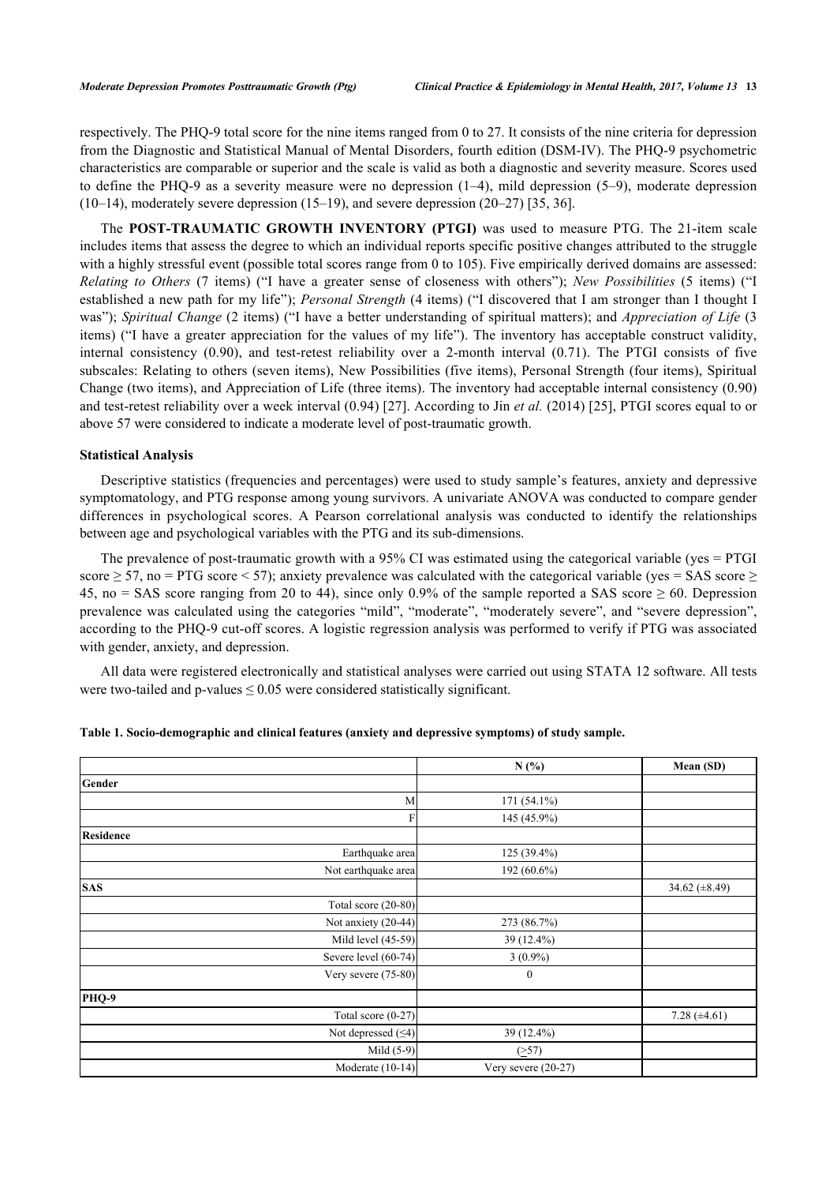respectively. The PHQ-9 total score for the nine items ranged from 0 to 27. It consists of the nine criteria for depression from the Diagnostic and Statistical Manual of Mental Disorders, fourth edition (DSM-IV). The PHQ-9 psychometric characteristics are comparable or superior and the scale is valid as both a diagnostic and severity measure. Scores used to define the PHQ-9 as a severity measure were no depression (1–4), mild depression (5–9), moderate depression (10–14), moderately severe depression (15–19), and severe depression (20–27) [35, 36].

The **POST-TRAUMATIC GROWTH INVENTORY (PTGI)** was used to measure PTG. The 21-item scale includes items that assess the degree to which an individual reports specific positive changes attributed to the struggle with a highly stressful event (possible total scores range from 0 to 105). Five empirically derived domains are assessed: *Relating to Others* (7 items) ("I have a greater sense of closeness with others"); *New Possibilities* (5 items) ("I established a new path for my life"); *Personal Strength* (4 items) ("I discovered that I am stronger than I thought I was"); *Spiritual Change* (2 items) ("I have a better understanding of spiritual matters); and *Appreciation of Life* (3 items) ("I have a greater appreciation for the values of my life"). The inventory has acceptable construct validity, internal consistency (0.90), and test-retest reliability over a 2-month interval (0.71). The PTGI consists of five subscales: Relating to others (seven items), New Possibilities (five items), Personal Strength (four items), Spiritual Change (two items), and Appreciation of Life (three items). The inventory had acceptable internal consistency (0.90) and test-retest reliability over a week interval (0.94) [27]. According to Jin *et al.* (2014) [25], PTGI scores equal to or above 57 were considered to indicate a moderate level of post-traumatic growth.

### Statistical Analysis

Descriptive statistics (frequencies and percentages) were used to study sample's features, anxiety and depressive symptomatology, and PTG response among young survivors. A univariate ANOVA was conducted to compare gender differences in psychological scores. A Pearson correlational analysis was conducted to identify the relationships between age and psychological variables with the PTG and its sub-dimensions.

The prevalence of post-traumatic growth with a 95% CI was estimated using the categorical variable (yes = PTGI score ≥ 57, no = PTG score < 57); anxiety prevalence was calculated with the categorical variable (yes = SAS score ≥ 45, no = SAS score ranging from 20 to 44), since only 0.9% of the sample reported a SAS score ≥ 60. Depression prevalence was calculated using the categories "mild", "moderate", "moderately severe", and "severe depression", according to the PHQ-9 cut-off scores. A logistic regression analysis was performed to verify if PTG was associated with gender, anxiety, and depression.

All data were registered electronically and statistical analyses were carried out using STATA 12 software. All tests were two-tailed and p-values ≤ 0.05 were considered statistically significant.

**Table 1. Socio-demographic and clinical features (anxiety and depressive symptoms) of study sample.**

| | N (%) | Mean (SD) |
|---|---|---|
| **Gender** | | |
| M | 171 (54.1%) | |
| F | 145 (45.9%) | |
| **Residence** | | |
| Earthquake area | 125 (39.4%) | |
| Not earthquake area | 192 (60.6%) | |
| **SAS** | | 34.62 (±8.49) |
| Total score (20-80) | | |
| Not anxiety (20-44) | 273 (86.7%) | |
| Mild level (45-59) | 39 (12.4%) | |
| Severe level (60-74) | 3 (0.9%) | |
| Very severe (75-80) | 0 | |
| **PHQ-9** | | |
| Total score (0-27) | | 7.28 (±4.61) |
| Not depressed (≤4) | 39 (12.4%) | |
| Mild (5-9) | (≥57) | |
| Moderate (10-14) | Very severe (20-27) | |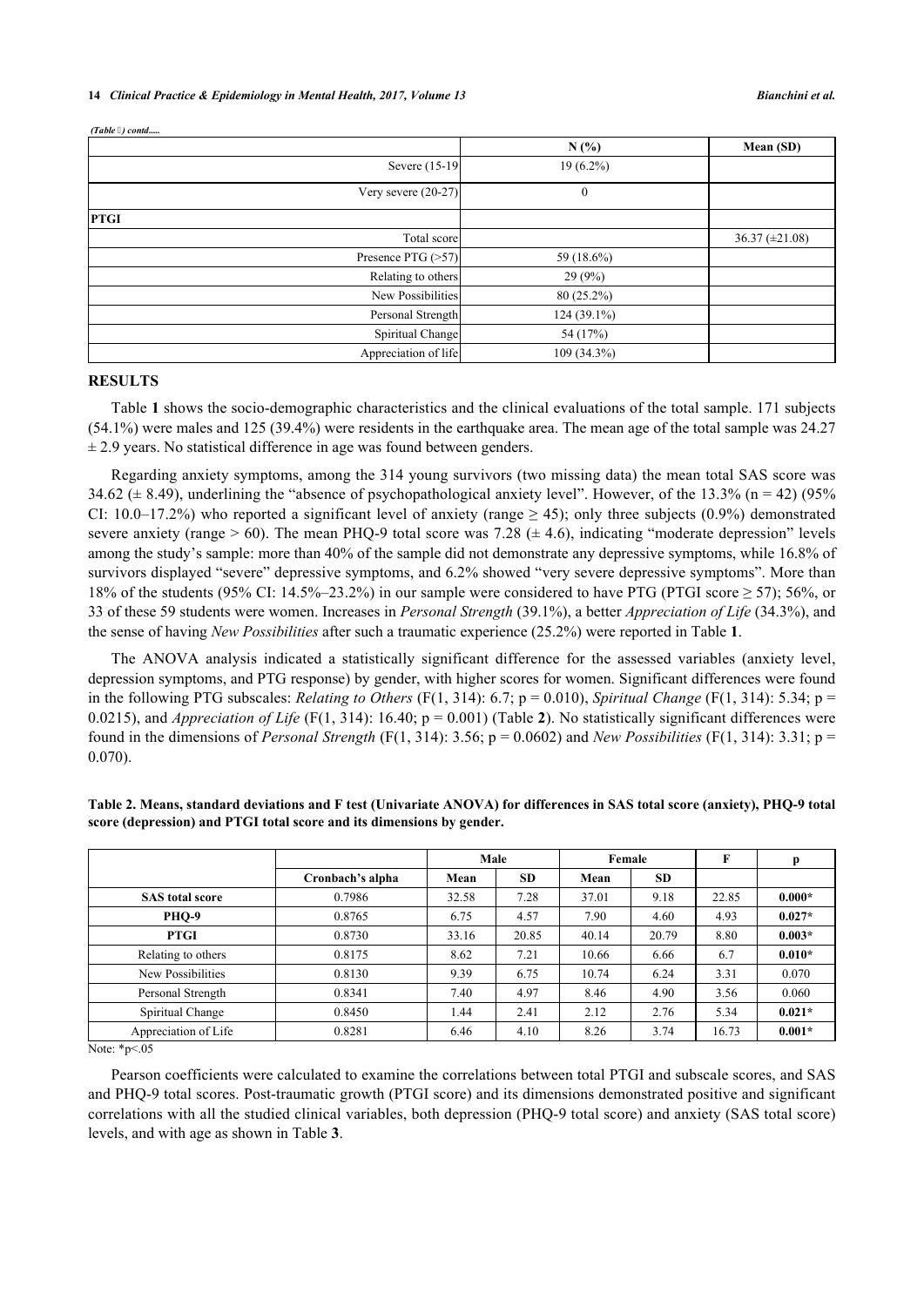*(Table 1) contd.....*

| | N (%) | Mean (SD) |
|---|---|---|
| Severe (15-19) | 19 (6.2%) | |
| Very severe (20-27) | 0 | |
| **PTGI** | | |
| Total score | | 36.37 (±21.08) |
| Presence PTG (>57) | 59 (18.6%) | |
| Relating to others | 29 (9%) | |
| New Possibilities | 80 (25.2%) | |
| Personal Strength | 124 (39.1%) | |
| Spiritual Change | 54 (17%) | |
| Appreciation of life | 109 (34.3%) | |

## RESULTS

Table **1** shows the socio-demographic characteristics and the clinical evaluations of the total sample. 171 subjects (54.1%) were males and 125 (39.4%) were residents in the earthquake area. The mean age of the total sample was 24.27 ± 2.9 years. No statistical difference in age was found between genders.

Regarding anxiety symptoms, among the 314 young survivors (two missing data) the mean total SAS score was 34.62 (± 8.49), underlining the "absence of psychopathological anxiety level". However, of the 13.3% (n = 42) (95% CI: 10.0–17.2%) who reported a significant level of anxiety (range ≥ 45); only three subjects (0.9%) demonstrated severe anxiety (range > 60). The mean PHQ-9 total score was 7.28 (± 4.6), indicating "moderate depression" levels among the study's sample: more than 40% of the sample did not demonstrate any depressive symptoms, while 16.8% of survivors displayed "severe" depressive symptoms, and 6.2% showed "very severe depressive symptoms". More than 18% of the students (95% CI: 14.5%–23.2%) in our sample were considered to have PTG (PTGI score ≥ 57); 56%, or 33 of these 59 students were women. Increases in *Personal Strength* (39.1%), a better *Appreciation of Life* (34.3%), and the sense of having *New Possibilities* after such a traumatic experience (25.2%) were reported in Table **1**.

The ANOVA analysis indicated a statistically significant difference for the assessed variables (anxiety level, depression symptoms, and PTG response) by gender, with higher scores for women. Significant differences were found in the following PTG subscales: *Relating to Others* (F(1, 314): 6.7; p = 0.010), *Spiritual Change* (F(1, 314): 5.34; p = 0.0215), and *Appreciation of Life* (F(1, 314): 16.40; p = 0.001) (Table **2**). No statistically significant differences were found in the dimensions of *Personal Strength* (F(1, 314): 3.56; p = 0.0602) and *New Possibilities* (F(1, 314): 3.31; p = 0.070).

**Table 2. Means, standard deviations and F test (Univariate ANOVA) for differences in SAS total score (anxiety), PHQ-9 total score (depression) and PTGI total score and its dimensions by gender.**

| | | Male | | Female | | F | p |
|---|---|---|---|---|---|---|---|
| | Cronbach's alpha | Mean | SD | Mean | SD | | |
| **SAS total score** | 0.7986 | 32.58 | 7.28 | 37.01 | 9.18 | 22.85 | **0.000*** |
| **PHQ-9** | 0.8765 | 6.75 | 4.57 | 7.90 | 4.60 | 4.93 | **0.027*** |
| **PTGI** | 0.8730 | 33.16 | 20.85 | 40.14 | 20.79 | 8.80 | **0.003*** |
| Relating to others | 0.8175 | 8.62 | 7.21 | 10.66 | 6.66 | 6.7 | **0.010*** |
| New Possibilities | 0.8130 | 9.39 | 6.75 | 10.74 | 6.24 | 3.31 | 0.070 |
| Personal Strength | 0.8341 | 7.40 | 4.97 | 8.46 | 4.90 | 3.56 | 0.060 |
| Spiritual Change | 0.8450 | 1.44 | 2.41 | 2.12 | 2.76 | 5.34 | **0.021*** |
| Appreciation of Life | 0.8281 | 6.46 | 4.10 | 8.26 | 3.74 | 16.73 | **0.001*** |

Note: *p<.05

Pearson coefficients were calculated to examine the correlations between total PTGI and subscale scores, and SAS and PHQ-9 total scores. Post-traumatic growth (PTGI score) and its dimensions demonstrated positive and significant correlations with all the studied clinical variables, both depression (PHQ-9 total score) and anxiety (SAS total score) levels, and with age as shown in Table **3**.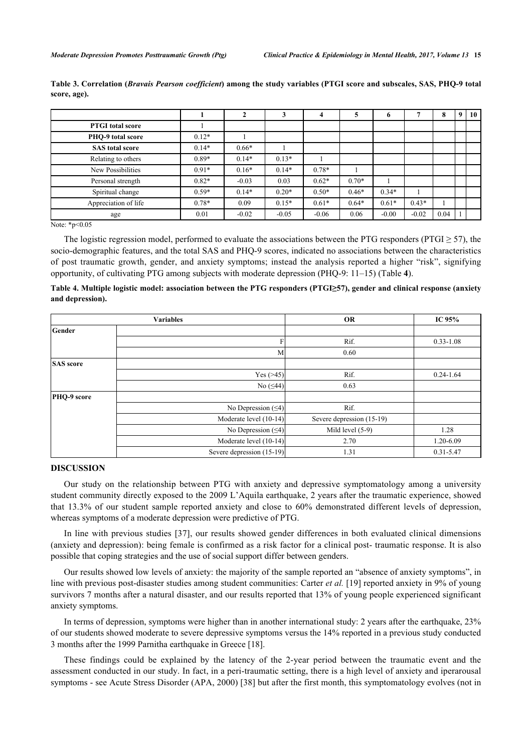**Table 3. Correlation (*Bravais Pearson coefficient*) among the study variables (PTGI score and subscales, SAS, PHQ-9 total score, age).**

| | 1 | 2 | 3 | 4 | 5 | 6 | 7 | 8 | 9 | 10 |
|---|---|---|---|---|---|---|---|---|---|---|
| **PTGI total score** | 1 | | | | | | | | | |
| **PHQ-9 total score** | 0.12* | 1 | | | | | | | | |
| **SAS total score** | 0.14* | 0.66* | 1 | | | | | | | |
| Relating to others | 0.89* | 0.14* | 0.13* | 1 | | | | | | |
| New Possibilities | 0.91* | 0.16* | 0.14* | 0.78* | 1 | | | | | |
| Personal strength | 0.82* | -0.03 | 0.03 | 0.62* | 0.70* | 1 | | | | |
| Spiritual change | 0.59* | 0.14* | 0.20* | 0.50* | 0.46* | 0.34* | 1 | | | |
| Appreciation of life | 0.78* | 0.09 | 0.15* | 0.61* | 0.64* | 0.61* | 0.43* | 1 | | |
| age | 0.01 | -0.02 | -0.05 | -0.06 | 0.06 | -0.00 | -0.02 | 0.04 | 1 | |

Note: *p<0.05

The logistic regression model, performed to evaluate the associations between the PTG responders (PTGI ≥ 57), the socio-demographic features, and the total SAS and PHQ-9 scores, indicated no associations between the characteristics of post traumatic growth, gender, and anxiety symptoms; instead the analysis reported a higher "risk", signifying opportunity, of cultivating PTG among subjects with moderate depression (PHQ-9: 11–15) (Table **4**).

**Table 4. Multiple logistic model: association between the PTG responders (PTGI≥57), gender and clinical response (anxiety and depression).**

| Variables | | OR | IC 95% |
|---|---|---|---|
| **Gender** | | | |
| | F | Rif. | 0.33-1.08 |
| | M | 0.60 | |
| **SAS score** | | | |
| | Yes (>45) | Rif. | 0.24-1.64 |
| | No (≤44) | 0.63 | |
| **PHQ-9 score** | | | |
| | No Depression (≤4) | Rif. | |
| | Moderate level (10-14) | Severe depression (15-19) | |
| | No Depression (≤4) | Mild level (5-9) | 1.28 |
| | Moderate level (10-14) | 2.70 | 1.20-6.09 |
| | Severe depression (15-19) | 1.31 | 0.31-5.47 |

## DISCUSSION

Our study on the relationship between PTG with anxiety and depressive symptomatology among a university student community directly exposed to the 2009 L'Aquila earthquake, 2 years after the traumatic experience, showed that 13.3% of our student sample reported anxiety and close to 60% demonstrated different levels of depression, whereas symptoms of a moderate depression were predictive of PTG.

In line with previous studies [37], our results showed gender differences in both evaluated clinical dimensions (anxiety and depression): being female is confirmed as a risk factor for a clinical post- traumatic response. It is also possible that coping strategies and the use of social support differ between genders.

Our results showed low levels of anxiety: the majority of the sample reported an "absence of anxiety symptoms", in line with previous post-disaster studies among student communities: Carter *et al.* [19] reported anxiety in 9% of young survivors 7 months after a natural disaster, and our results reported that 13% of young people experienced significant anxiety symptoms.

In terms of depression, symptoms were higher than in another international study: 2 years after the earthquake, 23% of our students showed moderate to severe depressive symptoms versus the 14% reported in a previous study conducted 3 months after the 1999 Parnitha earthquake in Greece [18].

These findings could be explained by the latency of the 2-year period between the traumatic event and the assessment conducted in our study. In fact, in a peri-traumatic setting, there is a high level of anxiety and iperarousal symptoms - see Acute Stress Disorder (APA, 2000) [38] but after the first month, this symptomatology evolves (not in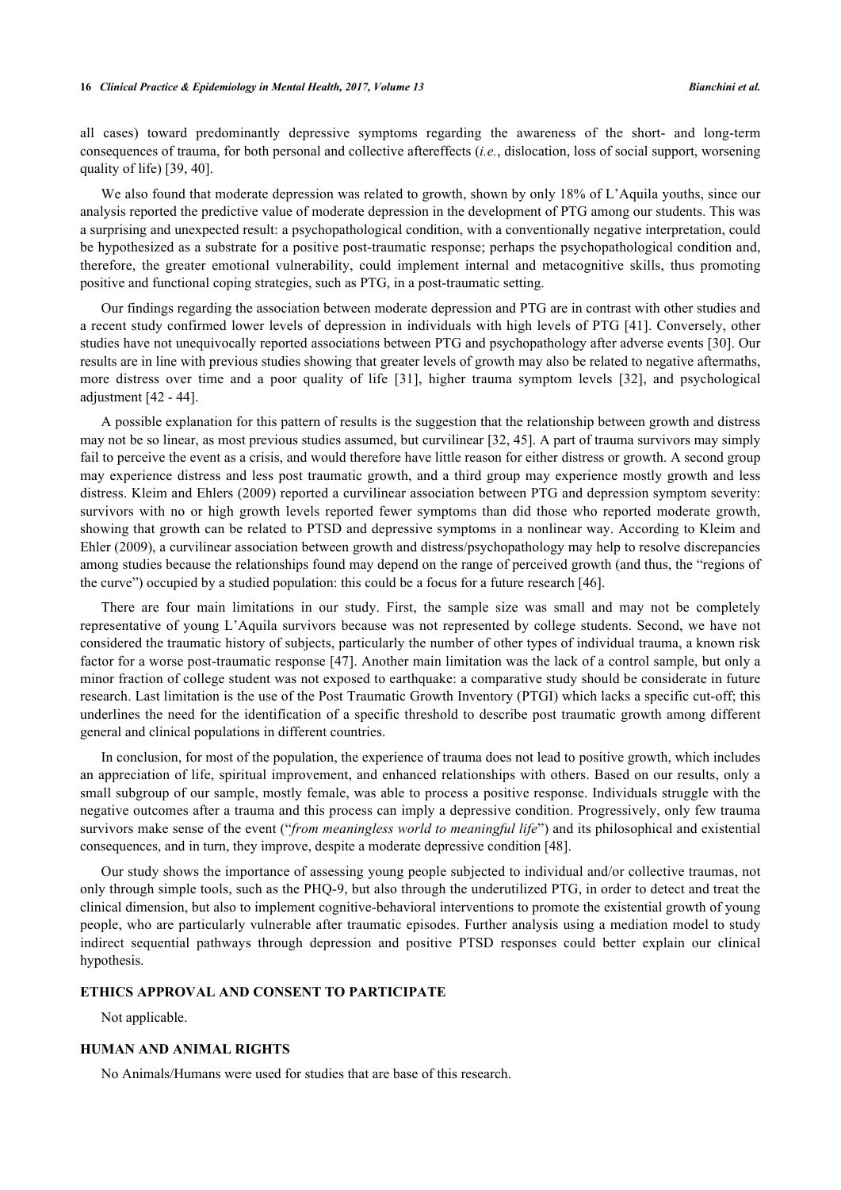all cases) toward predominantly depressive symptoms regarding the awareness of the short- and long-term consequences of trauma, for both personal and collective aftereffects (*i.e.*, dislocation, loss of social support, worsening quality of life) [39, 40].

We also found that moderate depression was related to growth, shown by only 18% of L'Aquila youths, since our analysis reported the predictive value of moderate depression in the development of PTG among our students. This was a surprising and unexpected result: a psychopathological condition, with a conventionally negative interpretation, could be hypothesized as a substrate for a positive post-traumatic response; perhaps the psychopathological condition and, therefore, the greater emotional vulnerability, could implement internal and metacognitive skills, thus promoting positive and functional coping strategies, such as PTG, in a post-traumatic setting.

Our findings regarding the association between moderate depression and PTG are in contrast with other studies and a recent study confirmed lower levels of depression in individuals with high levels of PTG [41]. Conversely, other studies have not unequivocally reported associations between PTG and psychopathology after adverse events [30]. Our results are in line with previous studies showing that greater levels of growth may also be related to negative aftermaths, more distress over time and a poor quality of life [31], higher trauma symptom levels [32], and psychological adjustment [42 - 44].

A possible explanation for this pattern of results is the suggestion that the relationship between growth and distress may not be so linear, as most previous studies assumed, but curvilinear [32, 45]. A part of trauma survivors may simply fail to perceive the event as a crisis, and would therefore have little reason for either distress or growth. A second group may experience distress and less post traumatic growth, and a third group may experience mostly growth and less distress. Kleim and Ehlers (2009) reported a curvilinear association between PTG and depression symptom severity: survivors with no or high growth levels reported fewer symptoms than did those who reported moderate growth, showing that growth can be related to PTSD and depressive symptoms in a nonlinear way. According to Kleim and Ehler (2009), a curvilinear association between growth and distress/psychopathology may help to resolve discrepancies among studies because the relationships found may depend on the range of perceived growth (and thus, the "regions of the curve") occupied by a studied population: this could be a focus for a future research [46].

There are four main limitations in our study. First, the sample size was small and may not be completely representative of young L'Aquila survivors because was not represented by college students. Second, we have not considered the traumatic history of subjects, particularly the number of other types of individual trauma, a known risk factor for a worse post-traumatic response [47]. Another main limitation was the lack of a control sample, but only a minor fraction of college student was not exposed to earthquake: a comparative study should be considerate in future research. Last limitation is the use of the Post Traumatic Growth Inventory (PTGI) which lacks a specific cut-off; this underlines the need for the identification of a specific threshold to describe post traumatic growth among different general and clinical populations in different countries.

In conclusion, for most of the population, the experience of trauma does not lead to positive growth, which includes an appreciation of life, spiritual improvement, and enhanced relationships with others. Based on our results, only a small subgroup of our sample, mostly female, was able to process a positive response. Individuals struggle with the negative outcomes after a trauma and this process can imply a depressive condition. Progressively, only few trauma survivors make sense of the event ("*from meaningless world to meaningful life*") and its philosophical and existential consequences, and in turn, they improve, despite a moderate depressive condition [48].

Our study shows the importance of assessing young people subjected to individual and/or collective traumas, not only through simple tools, such as the PHQ-9, but also through the underutilized PTG, in order to detect and treat the clinical dimension, but also to implement cognitive-behavioral interventions to promote the existential growth of young people, who are particularly vulnerable after traumatic episodes. Further analysis using a mediation model to study indirect sequential pathways through depression and positive PTSD responses could better explain our clinical hypothesis.

## ETHICS APPROVAL AND CONSENT TO PARTICIPATE

Not applicable.

## HUMAN AND ANIMAL RIGHTS

No Animals/Humans were used for studies that are base of this research.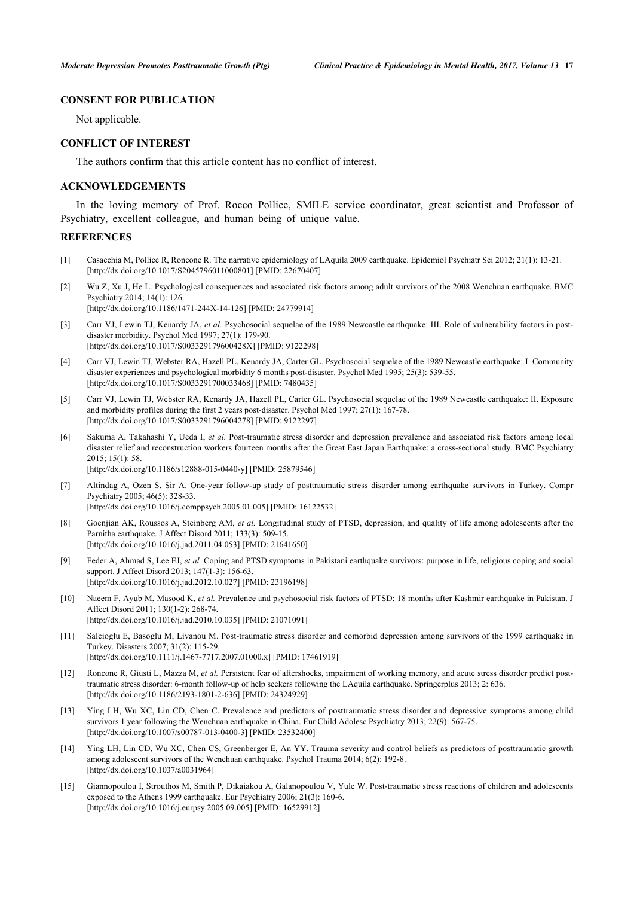## CONSENT FOR PUBLICATION

Not applicable.

## CONFLICT OF INTEREST

The authors confirm that this article content has no conflict of interest.

## ACKNOWLEDGEMENTS

In the loving memory of Prof. Rocco Pollice, SMILE service coordinator, great scientist and Professor of Psychiatry, excellent colleague, and human being of unique value.

## REFERENCES

[1] Casacchia M, Pollice R, Roncone R. The narrative epidemiology of LAquila 2009 earthquake. Epidemiol Psychiatr Sci 2012; 21(1): 13-21. [http://dx.doi.org/10.1017/S2045796011000801] [PMID: 22670407]

[2] Wu Z, Xu J, He L. Psychological consequences and associated risk factors among adult survivors of the 2008 Wenchuan earthquake. BMC Psychiatry 2014; 14(1): 126. [http://dx.doi.org/10.1186/1471-244X-14-126] [PMID: 24779914]

[3] Carr VJ, Lewin TJ, Kenardy JA, *et al.* Psychosocial sequelae of the 1989 Newcastle earthquake: III. Role of vulnerability factors in post-disaster morbidity. Psychol Med 1997; 27(1): 179-90. [http://dx.doi.org/10.1017/S003329179600428X] [PMID: 9122298]

[4] Carr VJ, Lewin TJ, Webster RA, Hazell PL, Kenardy JA, Carter GL. Psychosocial sequelae of the 1989 Newcastle earthquake: I. Community disaster experiences and psychological morbidity 6 months post-disaster. Psychol Med 1995; 25(3): 539-55. [http://dx.doi.org/10.1017/S0033291700033468] [PMID: 7480435]

[5] Carr VJ, Lewin TJ, Webster RA, Kenardy JA, Hazell PL, Carter GL. Psychosocial sequelae of the 1989 Newcastle earthquake: II. Exposure and morbidity profiles during the first 2 years post-disaster. Psychol Med 1997; 27(1): 167-78. [http://dx.doi.org/10.1017/S0033291796004278] [PMID: 9122297]

[6] Sakuma A, Takahashi Y, Ueda I, *et al.* Post-traumatic stress disorder and depression prevalence and associated risk factors among local disaster relief and reconstruction workers fourteen months after the Great East Japan Earthquake: a cross-sectional study. BMC Psychiatry 2015; 15(1): 58. [http://dx.doi.org/10.1186/s12888-015-0440-y] [PMID: 25879546]

[7] Altindag A, Ozen S, Sir A. One-year follow-up study of posttraumatic stress disorder among earthquake survivors in Turkey. Compr Psychiatry 2005; 46(5): 328-33. [http://dx.doi.org/10.1016/j.comppsych.2005.01.005] [PMID: 16122532]

[8] Goenjian AK, Roussos A, Steinberg AM, *et al.* Longitudinal study of PTSD, depression, and quality of life among adolescents after the Parnitha earthquake. J Affect Disord 2011; 133(3): 509-15. [http://dx.doi.org/10.1016/j.jad.2011.04.053] [PMID: 21641650]

[9] Feder A, Ahmad S, Lee EJ, *et al.* Coping and PTSD symptoms in Pakistani earthquake survivors: purpose in life, religious coping and social support. J Affect Disord 2013; 147(1-3): 156-63. [http://dx.doi.org/10.1016/j.jad.2012.10.027] [PMID: 23196198]

[10] Naeem F, Ayub M, Masood K, *et al.* Prevalence and psychosocial risk factors of PTSD: 18 months after Kashmir earthquake in Pakistan. J Affect Disord 2011; 130(1-2): 268-74. [http://dx.doi.org/10.1016/j.jad.2010.10.035] [PMID: 21071091]

[11] Salcioglu E, Basoglu M, Livanou M. Post-traumatic stress disorder and comorbid depression among survivors of the 1999 earthquake in Turkey. Disasters 2007; 31(2): 115-29. [http://dx.doi.org/10.1111/j.1467-7717.2007.01000.x] [PMID: 17461919]

[12] Roncone R, Giusti L, Mazza M, *et al.* Persistent fear of aftershocks, impairment of working memory, and acute stress disorder predict post-traumatic stress disorder: 6-month follow-up of help seekers following the LAquila earthquake. Springerplus 2013; 2: 636. [http://dx.doi.org/10.1186/2193-1801-2-636] [PMID: 24324929]

[13] Ying LH, Wu XC, Lin CD, Chen C. Prevalence and predictors of posttraumatic stress disorder and depressive symptoms among child survivors 1 year following the Wenchuan earthquake in China. Eur Child Adolesc Psychiatry 2013; 22(9): 567-75. [http://dx.doi.org/10.1007/s00787-013-0400-3] [PMID: 23532400]

[14] Ying LH, Lin CD, Wu XC, Chen CS, Greenberger E, An YY. Trauma severity and control beliefs as predictors of posttraumatic growth among adolescent survivors of the Wenchuan earthquake. Psychol Trauma 2014; 6(2): 192-8. [http://dx.doi.org/10.1037/a0031964]

[15] Giannopoulou I, Strouthos M, Smith P, Dikaiakou A, Galanopoulou V, Yule W. Post-traumatic stress reactions of children and adolescents exposed to the Athens 1999 earthquake. Eur Psychiatry 2006; 21(3): 160-6. [http://dx.doi.org/10.1016/j.eurpsy.2005.09.005] [PMID: 16529912]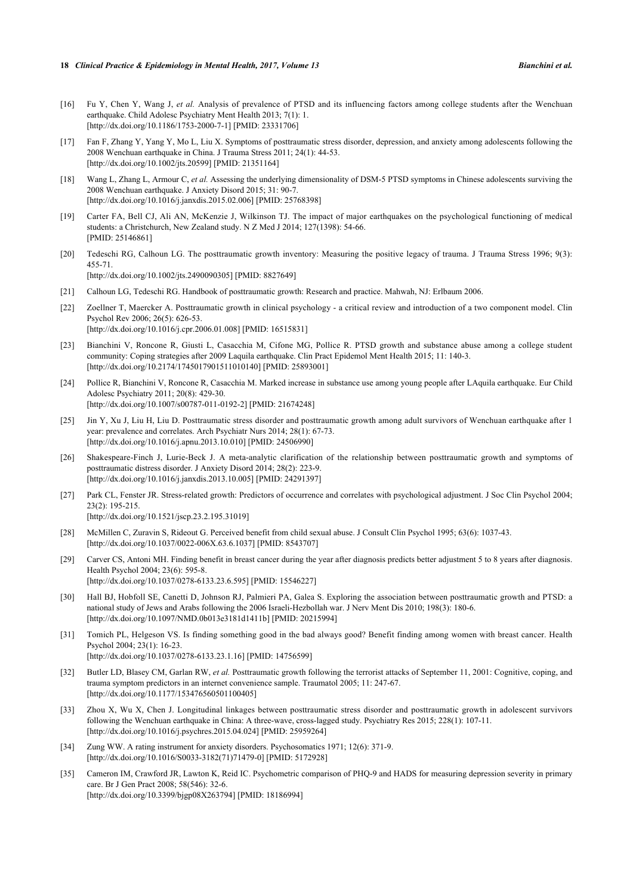[16] Fu Y, Chen Y, Wang J, *et al.* Analysis of prevalence of PTSD and its influencing factors among college students after the Wenchuan earthquake. Child Adolesc Psychiatry Ment Health 2013; 7(1): 1.
[http://dx.doi.org/10.1186/1753-2000-7-1] [PMID: 23331706]

[17] Fan F, Zhang Y, Yang Y, Mo L, Liu X. Symptoms of posttraumatic stress disorder, depression, and anxiety among adolescents following the 2008 Wenchuan earthquake in China. J Trauma Stress 2011; 24(1): 44-53.
[http://dx.doi.org/10.1002/jts.20599] [PMID: 21351164]

[18] Wang L, Zhang L, Armour C, *et al.* Assessing the underlying dimensionality of DSM-5 PTSD symptoms in Chinese adolescents surviving the 2008 Wenchuan earthquake. J Anxiety Disord 2015; 31: 90-7.
[http://dx.doi.org/10.1016/j.janxdis.2015.02.006] [PMID: 25768398]

[19] Carter FA, Bell CJ, Ali AN, McKenzie J, Wilkinson TJ. The impact of major earthquakes on the psychological functioning of medical students: a Christchurch, New Zealand study. N Z Med J 2014; 127(1398): 54-66.
[PMID: 25146861]

[20] Tedeschi RG, Calhoun LG. The posttraumatic growth inventory: Measuring the positive legacy of trauma. J Trauma Stress 1996; 9(3): 455-71.
[http://dx.doi.org/10.1002/jts.2490090305] [PMID: 8827649]

[21] Calhoun LG, Tedeschi RG. Handbook of posttraumatic growth: Research and practice. Mahwah, NJ: Erlbaum 2006.

[22] Zoellner T, Maercker A. Posttraumatic growth in clinical psychology - a critical review and introduction of a two component model. Clin Psychol Rev 2006; 26(5): 626-53.
[http://dx.doi.org/10.1016/j.cpr.2006.01.008] [PMID: 16515831]

[23] Bianchini V, Roncone R, Giusti L, Casacchia M, Cifone MG, Pollice R. PTSD growth and substance abuse among a college student community: Coping strategies after 2009 Laquila earthquake. Clin Pract Epidemol Ment Health 2015; 11: 140-3.
[http://dx.doi.org/10.2174/1745017901511010140] [PMID: 25893001]

[24] Pollice R, Bianchini V, Roncone R, Casacchia M. Marked increase in substance use among young people after LAquila earthquake. Eur Child Adolesc Psychiatry 2011; 20(8): 429-30.
[http://dx.doi.org/10.1007/s00787-011-0192-2] [PMID: 21674248]

[25] Jin Y, Xu J, Liu H, Liu D. Posttraumatic stress disorder and posttraumatic growth among adult survivors of Wenchuan earthquake after 1 year: prevalence and correlates. Arch Psychiatr Nurs 2014; 28(1): 67-73.
[http://dx.doi.org/10.1016/j.apnu.2013.10.010] [PMID: 24506990]

[26] Shakespeare-Finch J, Lurie-Beck J. A meta-analytic clarification of the relationship between posttraumatic growth and symptoms of posttraumatic distress disorder. J Anxiety Disord 2014; 28(2): 223-9.
[http://dx.doi.org/10.1016/j.janxdis.2013.10.005] [PMID: 24291397]

[27] Park CL, Fenster JR. Stress-related growth: Predictors of occurrence and correlates with psychological adjustment. J Soc Clin Psychol 2004; 23(2): 195-215.
[http://dx.doi.org/10.1521/jscp.23.2.195.31019]

[28] McMillen C, Zuravin S, Rideout G. Perceived benefit from child sexual abuse. J Consult Clin Psychol 1995; 63(6): 1037-43.
[http://dx.doi.org/10.1037/0022-006X.63.6.1037] [PMID: 8543707]

[29] Carver CS, Antoni MH. Finding benefit in breast cancer during the year after diagnosis predicts better adjustment 5 to 8 years after diagnosis. Health Psychol 2004; 23(6): 595-8.
[http://dx.doi.org/10.1037/0278-6133.23.6.595] [PMID: 15546227]

[30] Hall BJ, Hobfoll SE, Canetti D, Johnson RJ, Palmieri PA, Galea S. Exploring the association between posttraumatic growth and PTSD: a national study of Jews and Arabs following the 2006 Israeli-Hezbollah war. J Nerv Ment Dis 2010; 198(3): 180-6.
[http://dx.doi.org/10.1097/NMD.0b013e3181d1411b] [PMID: 20215994]

[31] Tomich PL, Helgeson VS. Is finding something good in the bad always good? Benefit finding among women with breast cancer. Health Psychol 2004; 23(1): 16-23.
[http://dx.doi.org/10.1037/0278-6133.23.1.16] [PMID: 14756599]

[32] Butler LD, Blasey CM, Garlan RW, *et al.* Posttraumatic growth following the terrorist attacks of September 11, 2001: Cognitive, coping, and trauma symptom predictors in an internet convenience sample. Traumatol 2005; 11: 247-67.
[http://dx.doi.org/10.1177/153476560501100405]

[33] Zhou X, Wu X, Chen J. Longitudinal linkages between posttraumatic stress disorder and posttraumatic growth in adolescent survivors following the Wenchuan earthquake in China: A three-wave, cross-lagged study. Psychiatry Res 2015; 228(1): 107-11.
[http://dx.doi.org/10.1016/j.psychres.2015.04.024] [PMID: 25959264]

[34] Zung WW. A rating instrument for anxiety disorders. Psychosomatics 1971; 12(6): 371-9.
[http://dx.doi.org/10.1016/S0033-3182(71)71479-0] [PMID: 5172928]

[35] Cameron IM, Crawford JR, Lawton K, Reid IC. Psychometric comparison of PHQ-9 and HADS for measuring depression severity in primary care. Br J Gen Pract 2008; 58(546): 32-6.
[http://dx.doi.org/10.3399/bjgp08X263794] [PMID: 18186994]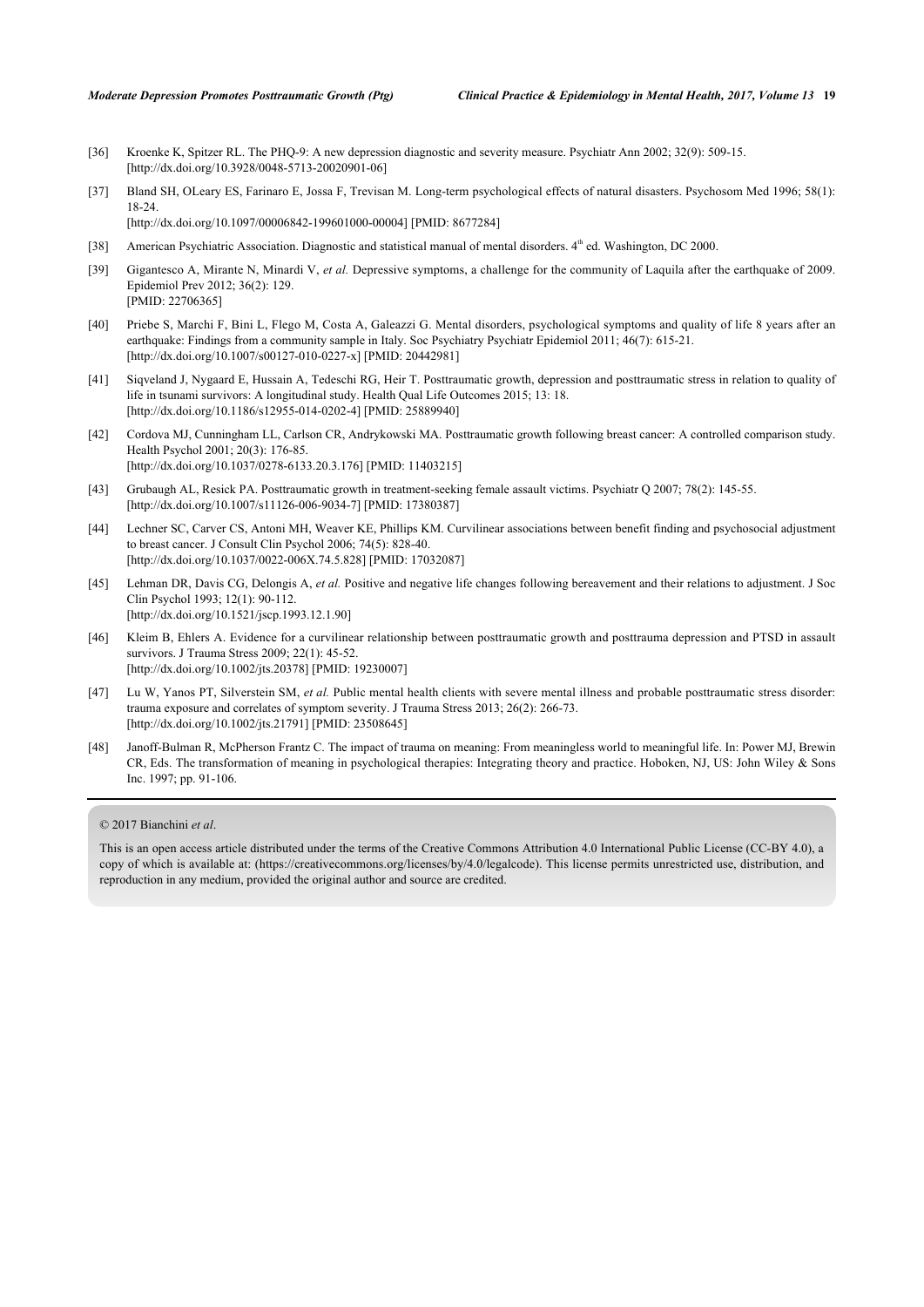[36] Kroenke K, Spitzer RL. The PHQ-9: A new depression diagnostic and severity measure. Psychiatr Ann 2002; 32(9): 509-15. [http://dx.doi.org/10.3928/0048-5713-20020901-06]

[37] Bland SH, OLeary ES, Farinaro E, Jossa F, Trevisan M. Long-term psychological effects of natural disasters. Psychosom Med 1996; 58(1): 18-24.
[http://dx.doi.org/10.1097/00006842-199601000-00004] [PMID: 8677284]

[38] American Psychiatric Association. Diagnostic and statistical manual of mental disorders. 4th ed. Washington, DC 2000.

[39] Gigantesco A, Mirante N, Minardi V, *et al.* Depressive symptoms, a challenge for the community of Laquila after the earthquake of 2009. Epidemiol Prev 2012; 36(2): 129.
[PMID: 22706365]

[40] Priebe S, Marchi F, Bini L, Flego M, Costa A, Galeazzi G. Mental disorders, psychological symptoms and quality of life 8 years after an earthquake: Findings from a community sample in Italy. Soc Psychiatry Psychiatr Epidemiol 2011; 46(7): 615-21.
[http://dx.doi.org/10.1007/s00127-010-0227-x] [PMID: 20442981]

[41] Siqveland J, Nygaard E, Hussain A, Tedeschi RG, Heir T. Posttraumatic growth, depression and posttraumatic stress in relation to quality of life in tsunami survivors: A longitudinal study. Health Qual Life Outcomes 2015; 13: 18.
[http://dx.doi.org/10.1186/s12955-014-0202-4] [PMID: 25889940]

[42] Cordova MJ, Cunningham LL, Carlson CR, Andrykowski MA. Posttraumatic growth following breast cancer: A controlled comparison study. Health Psychol 2001; 20(3): 176-85.
[http://dx.doi.org/10.1037/0278-6133.20.3.176] [PMID: 11403215]

[43] Grubaugh AL, Resick PA. Posttraumatic growth in treatment-seeking female assault victims. Psychiatr Q 2007; 78(2): 145-55.
[http://dx.doi.org/10.1007/s11126-006-9034-7] [PMID: 17380387]

[44] Lechner SC, Carver CS, Antoni MH, Weaver KE, Phillips KM. Curvilinear associations between benefit finding and psychosocial adjustment to breast cancer. J Consult Clin Psychol 2006; 74(5): 828-40.
[http://dx.doi.org/10.1037/0022-006X.74.5.828] [PMID: 17032087]

[45] Lehman DR, Davis CG, Delongis A, *et al.* Positive and negative life changes following bereavement and their relations to adjustment. J Soc Clin Psychol 1993; 12(1): 90-112.
[http://dx.doi.org/10.1521/jscp.1993.12.1.90]

[46] Kleim B, Ehlers A. Evidence for a curvilinear relationship between posttraumatic growth and posttrauma depression and PTSD in assault survivors. J Trauma Stress 2009; 22(1): 45-52.
[http://dx.doi.org/10.1002/jts.20378] [PMID: 19230007]

[47] Lu W, Yanos PT, Silverstein SM, *et al.* Public mental health clients with severe mental illness and probable posttraumatic stress disorder: trauma exposure and correlates of symptom severity. J Trauma Stress 2013; 26(2): 266-73.
[http://dx.doi.org/10.1002/jts.21791] [PMID: 23508645]

[48] Janoff-Bulman R, McPherson Frantz C. The impact of trauma on meaning: From meaningless world to meaningful life. In: Power MJ, Brewin CR, Eds. The transformation of meaning in psychological therapies: Integrating theory and practice. Hoboken, NJ, US: John Wiley & Sons Inc. 1997; pp. 91-106.

© 2017 Bianchini *et al*.

This is an open access article distributed under the terms of the Creative Commons Attribution 4.0 International Public License (CC-BY 4.0), a copy of which is available at: (https://creativecommons.org/licenses/by/4.0/legalcode). This license permits unrestricted use, distribution, and reproduction in any medium, provided the original author and source are credited.